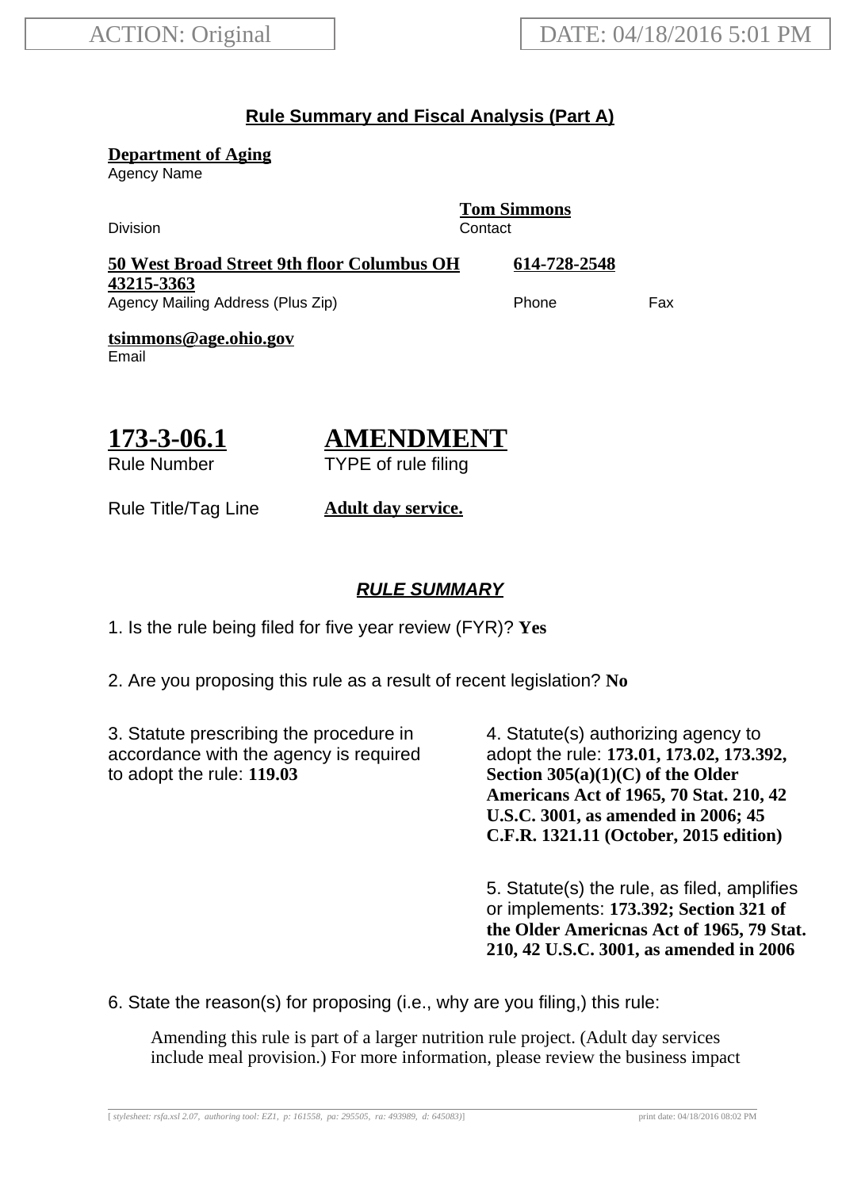ACTION: Original

DATE: 04/18/2016 5:01 PM

## Rule Summary and Fiscal Analysis (Part A)

**Department of Aging**
Agency Name

Division

**Tom Simmons**
Contact

**50 West Broad Street 9th floor Columbus OH 43215-3363**
Agency Mailing Address (Plus Zip)

**614-728-2548**
Phone

Fax

**tsimmons@age.ohio.gov**
Email

# 173-3-06.1

Rule Number

# AMENDMENT

TYPE of rule filing

Rule Title/Tag Line **Adult day service.**

## *RULE SUMMARY*

1. Is the rule being filed for five year review (FYR)? **Yes**

2. Are you proposing this rule as a result of recent legislation? **No**

3. Statute prescribing the procedure in accordance with the agency is required to adopt the rule: **119.03**

4. Statute(s) authorizing agency to adopt the rule: **173.01, 173.02, 173.392, Section 305(a)(1)(C) of the Older Americans Act of 1965, 70 Stat. 210, 42 U.S.C. 3001, as amended in 2006; 45 C.F.R. 1321.11 (October, 2015 edition)**

5. Statute(s) the rule, as filed, amplifies or implements: **173.392; Section 321 of the Older Americnas Act of 1965, 79 Stat. 210, 42 U.S.C. 3001, as amended in 2006**

6. State the reason(s) for proposing (i.e., why are you filing,) this rule:

Amending this rule is part of a larger nutrition rule project. (Adult day services include meal provision.) For more information, please review the business impact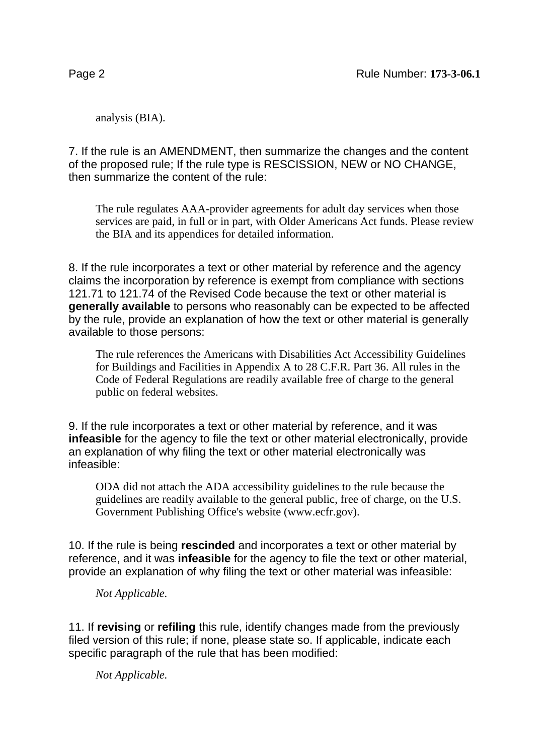analysis (BIA).

7. If the rule is an AMENDMENT, then summarize the changes and the content of the proposed rule; If the rule type is RESCISSION, NEW or NO CHANGE, then summarize the content of the rule:

The rule regulates AAA-provider agreements for adult day services when those services are paid, in full or in part, with Older Americans Act funds. Please review the BIA and its appendices for detailed information.

8. If the rule incorporates a text or other material by reference and the agency claims the incorporation by reference is exempt from compliance with sections 121.71 to 121.74 of the Revised Code because the text or other material is **generally available** to persons who reasonably can be expected to be affected by the rule, provide an explanation of how the text or other material is generally available to those persons:

The rule references the Americans with Disabilities Act Accessibility Guidelines for Buildings and Facilities in Appendix A to 28 C.F.R. Part 36. All rules in the Code of Federal Regulations are readily available free of charge to the general public on federal websites.

9. If the rule incorporates a text or other material by reference, and it was **infeasible** for the agency to file the text or other material electronically, provide an explanation of why filing the text or other material electronically was infeasible:

ODA did not attach the ADA accessibility guidelines to the rule because the guidelines are readily available to the general public, free of charge, on the U.S. Government Publishing Office's website (www.ecfr.gov).

10. If the rule is being **rescinded** and incorporates a text or other material by reference, and it was **infeasible** for the agency to file the text or other material, provide an explanation of why filing the text or other material was infeasible:

*Not Applicable.*

11. If **revising** or **refiling** this rule, identify changes made from the previously filed version of this rule; if none, please state so. If applicable, indicate each specific paragraph of the rule that has been modified:

*Not Applicable.*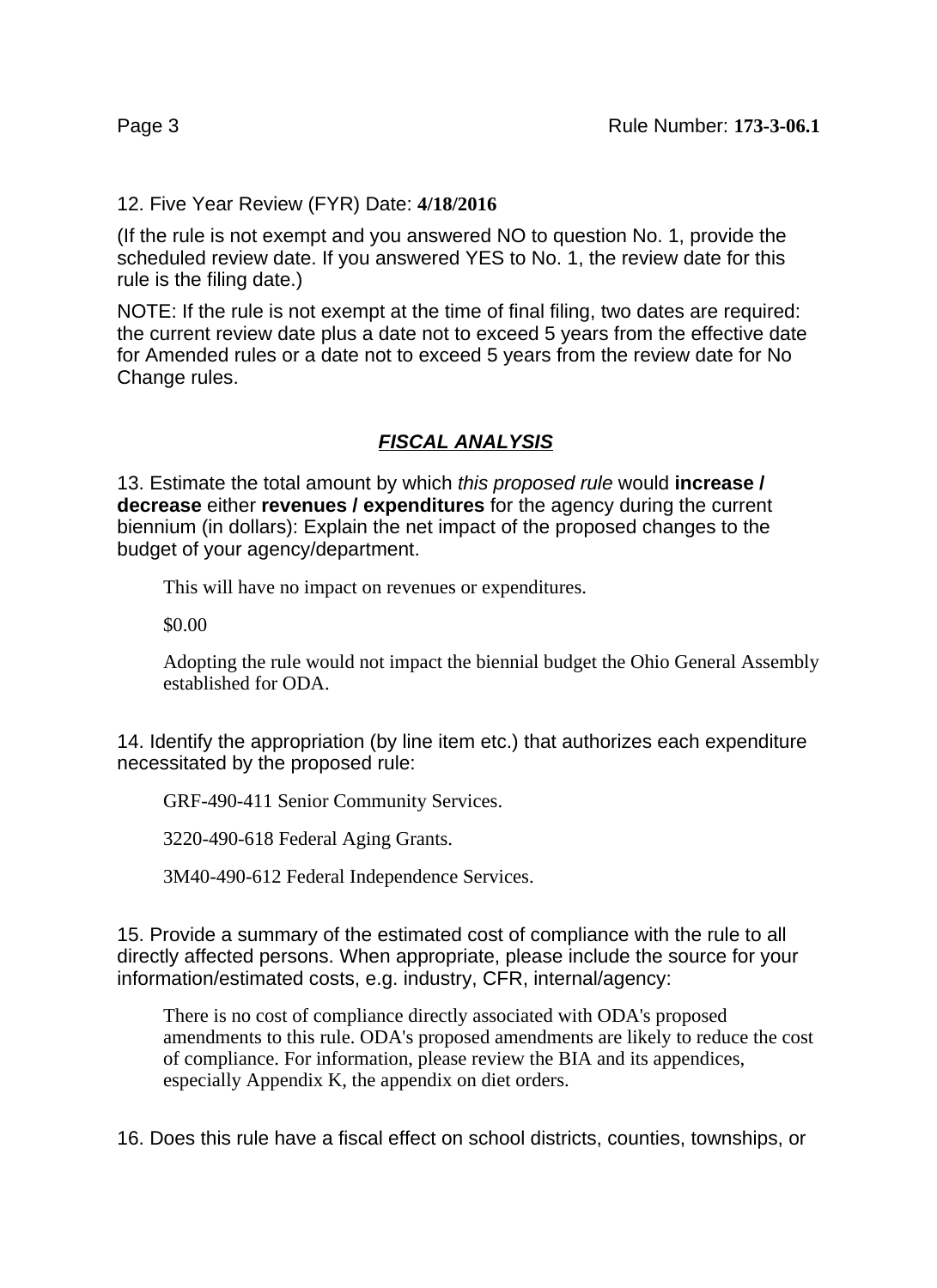12. Five Year Review (FYR) Date: **4/18/2016**

(If the rule is not exempt and you answered NO to question No. 1, provide the scheduled review date. If you answered YES to No. 1, the review date for this rule is the filing date.)

NOTE: If the rule is not exempt at the time of final filing, two dates are required: the current review date plus a date not to exceed 5 years from the effective date for Amended rules or a date not to exceed 5 years from the review date for No Change rules.

## ***FISCAL ANALYSIS***

13. Estimate the total amount by which *this proposed rule* would **increase / decrease** either **revenues / expenditures** for the agency during the current biennium (in dollars): Explain the net impact of the proposed changes to the budget of your agency/department.

> This will have no impact on revenues or expenditures.
>
> $0.00
>
> Adopting the rule would not impact the biennial budget the Ohio General Assembly established for ODA.

14. Identify the appropriation (by line item etc.) that authorizes each expenditure necessitated by the proposed rule:

> GRF-490-411 Senior Community Services.
>
> 3220-490-618 Federal Aging Grants.
>
> 3M40-490-612 Federal Independence Services.

15. Provide a summary of the estimated cost of compliance with the rule to all directly affected persons. When appropriate, please include the source for your information/estimated costs, e.g. industry, CFR, internal/agency:

> There is no cost of compliance directly associated with ODA's proposed amendments to this rule. ODA's proposed amendments are likely to reduce the cost of compliance. For information, please review the BIA and its appendices, especially Appendix K, the appendix on diet orders.

16. Does this rule have a fiscal effect on school districts, counties, townships, or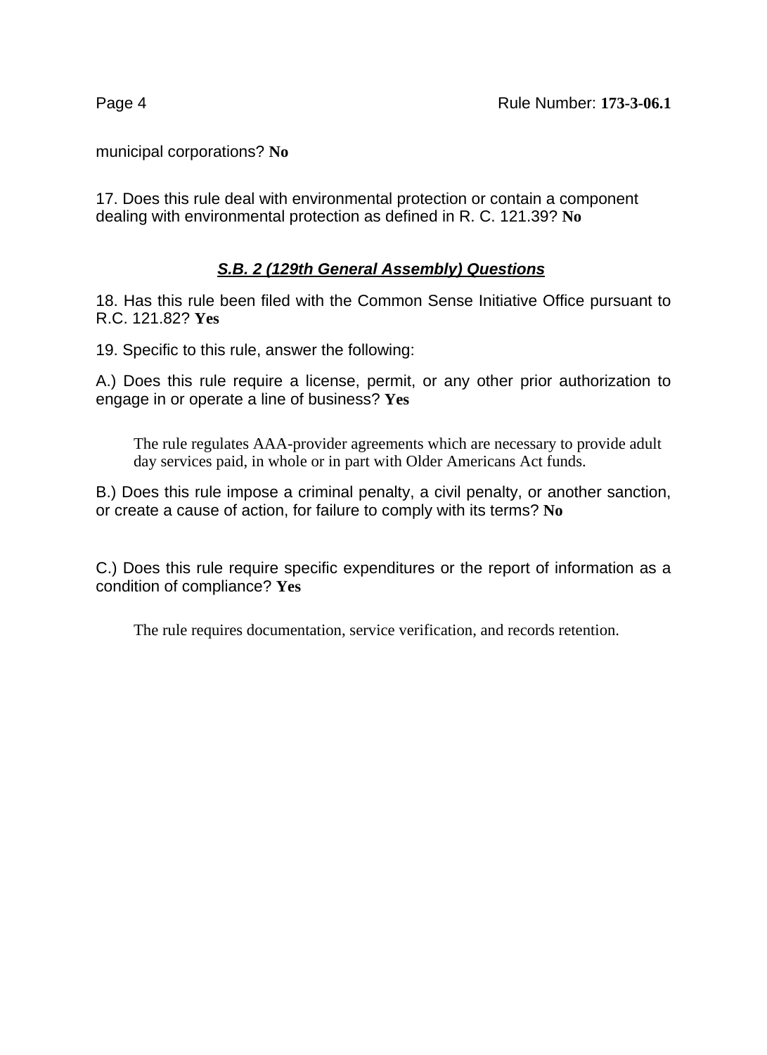municipal corporations? **No**

17. Does this rule deal with environmental protection or contain a component dealing with environmental protection as defined in R. C. 121.39? **No**

## ***S.B. 2 (129th General Assembly) Questions***

18. Has this rule been filed with the Common Sense Initiative Office pursuant to R.C. 121.82? **Yes**

19. Specific to this rule, answer the following:

A.) Does this rule require a license, permit, or any other prior authorization to engage in or operate a line of business? **Yes**

> The rule regulates AAA-provider agreements which are necessary to provide adult day services paid, in whole or in part with Older Americans Act funds.

B.) Does this rule impose a criminal penalty, a civil penalty, or another sanction, or create a cause of action, for failure to comply with its terms? **No**

C.) Does this rule require specific expenditures or the report of information as a condition of compliance? **Yes**

> The rule requires documentation, service verification, and records retention.